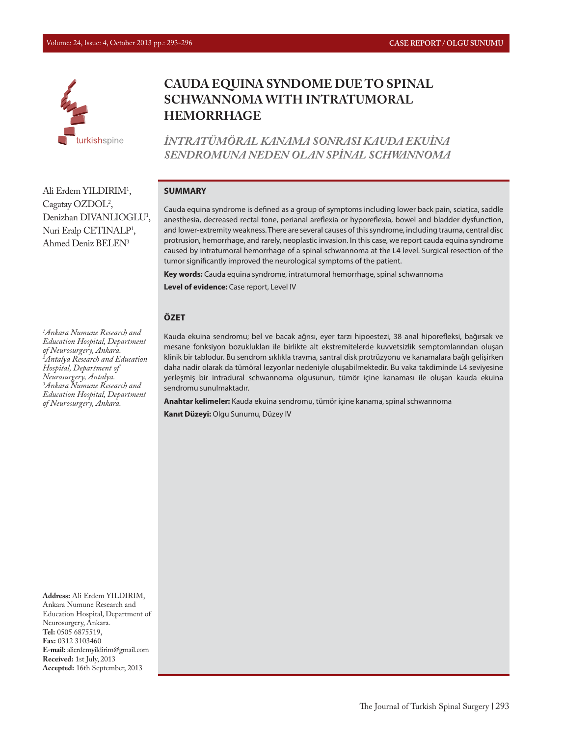CASE REPORT / OLGU SUNUMU

# CAUDA EQUINA SYNDOME DUE TO SPINAL SCHWANNOMA WITH INTRATUMORAL HEMORRHAGE

## *İNTRATÜMÖRAL KANAMA SONRASI KAUDA EKUİNA SENDROMUNA NEDEN OLAN SPİNAL SCHWANNOMA*

Ali Erdem YILDIRIM[1], Cagatay OZDOL[2], Denizhan DIVANLIOGLU[1], Nuri Eralp CETINALP[1], Ahmed Deniz BELEN[3]

*[1]Ankara Numune Research and Education Hospital, Department of Neurosurgery, Ankara.*
*[2]Antalya Research and Education Hospital, Department of Neurosurgery, Antalya.*
*[3]Ankara Numune Research and Education Hospital, Department of Neurosurgery, Ankara.*

### SUMMARY

Cauda equina syndrome is defined as a group of symptoms including lower back pain, sciatica, saddle anesthesia, decreased rectal tone, perianal areflexia or hyporeflexia, bowel and bladder dysfunction, and lower-extremity weakness. There are several causes of this syndrome, including trauma, central disc protrusion, hemorrhage, and rarely, neoplastic invasion. In this case, we report cauda equina syndrome caused by intratumoral hemorrhage of a spinal schwannoma at the L4 level. Surgical resection of the tumor significantly improved the neurological symptoms of the patient.

**Key words:** Cauda equina syndrome, intratumoral hemorrhage, spinal schwannoma

**Level of evidence:** Case report, Level IV

### ÖZET

Kauda ekuina sendromu; bel ve bacak ağrısı, eyer tarzı hipoestezi, 38 anal hiporefleksi, bağırsak ve mesane fonksiyon bozuklukları ile birlikte alt ekstremitelerde kuvvetsizlik semptomlarından oluşan klinik bir tablodur. Bu sendrom sıklıkla travma, santral disk protrüzyonu ve kanamalara bağlı gelişirken daha nadir olarak da tümöral lezyonlar nedeniyle oluşabilmektedir. Bu vaka takdiminde L4 seviyesine yerleşmiş bir intradural schwannoma olgusunun, tümör içine kanaması ile oluşan kauda ekuina sendromu sunulmaktadır.

**Anahtar kelimeler:** Kauda ekuina sendromu, tümör içine kanama, spinal schwannoma

**Kanıt Düzeyi:** Olgu Sunumu, Düzey IV

**Address:** Ali Erdem YILDIRIM, Ankara Numune Research and Education Hospital, Department of Neurosurgery, Ankara.
**Tel:** 0505 6875519,
**Fax:** 0312 3103460
**E-mail:** alierdemyildirim@gmail.com
**Received:** 1st July, 2013
**Accepted:** 16th September, 2013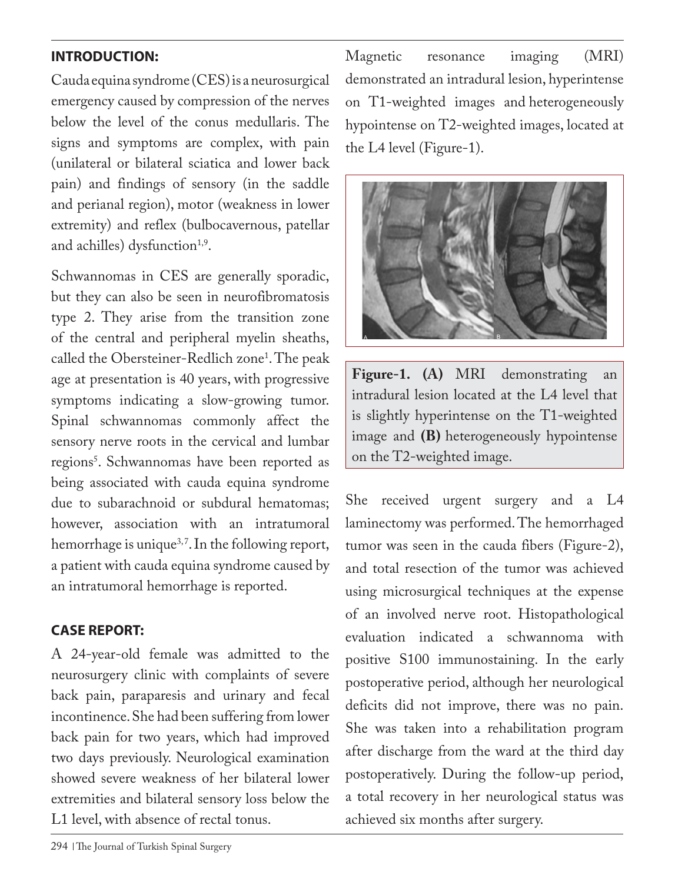## INTRODUCTION:

Cauda equina syndrome (CES) is a neurosurgical emergency caused by compression of the nerves below the level of the conus medullaris. The signs and symptoms are complex, with pain (unilateral or bilateral sciatica and lower back pain) and findings of sensory (in the saddle and perianal region), motor (weakness in lower extremity) and reflex (bulbocavernous, patellar and achilles) dysfunction[1,9].

Schwannomas in CES are generally sporadic, but they can also be seen in neurofibromatosis type 2. They arise from the transition zone of the central and peripheral myelin sheaths, called the Obersteiner-Redlich zone[1]. The peak age at presentation is 40 years, with progressive symptoms indicating a slow-growing tumor. Spinal schwannomas commonly affect the sensory nerve roots in the cervical and lumbar regions[5]. Schwannomas have been reported as being associated with cauda equina syndrome due to subarachnoid or subdural hematomas; however, association with an intratumoral hemorrhage is unique[3,7]. In the following report, a patient with cauda equina syndrome caused by an intratumoral hemorrhage is reported.

## CASE REPORT:

A 24-year-old female was admitted to the neurosurgery clinic with complaints of severe back pain, paraparesis and urinary and fecal incontinence. She had been suffering from lower back pain for two years, which had improved two days previously. Neurological examination showed severe weakness of her bilateral lower extremities and bilateral sensory loss below the L1 level, with absence of rectal tonus.

Magnetic resonance imaging (MRI) demonstrated an intradural lesion, hyperintense on T1-weighted images and heterogeneously hypointense on T2-weighted images, located at the L4 level (Figure-1).

**Figure-1. (A)** MRI demonstrating an intradural lesion located at the L4 level that is slightly hyperintense on the T1-weighted image and **(B)** heterogeneously hypointense on the T2-weighted image.

She received urgent surgery and a L4 laminectomy was performed. The hemorrhaged tumor was seen in the cauda fibers (Figure-2), and total resection of the tumor was achieved using microsurgical techniques at the expense of an involved nerve root. Histopathological evaluation indicated a schwannoma with positive S100 immunostaining. In the early postoperative period, although her neurological deficits did not improve, there was no pain. She was taken into a rehabilitation program after discharge from the ward at the third day postoperatively. During the follow-up period, a total recovery in her neurological status was achieved six months after surgery.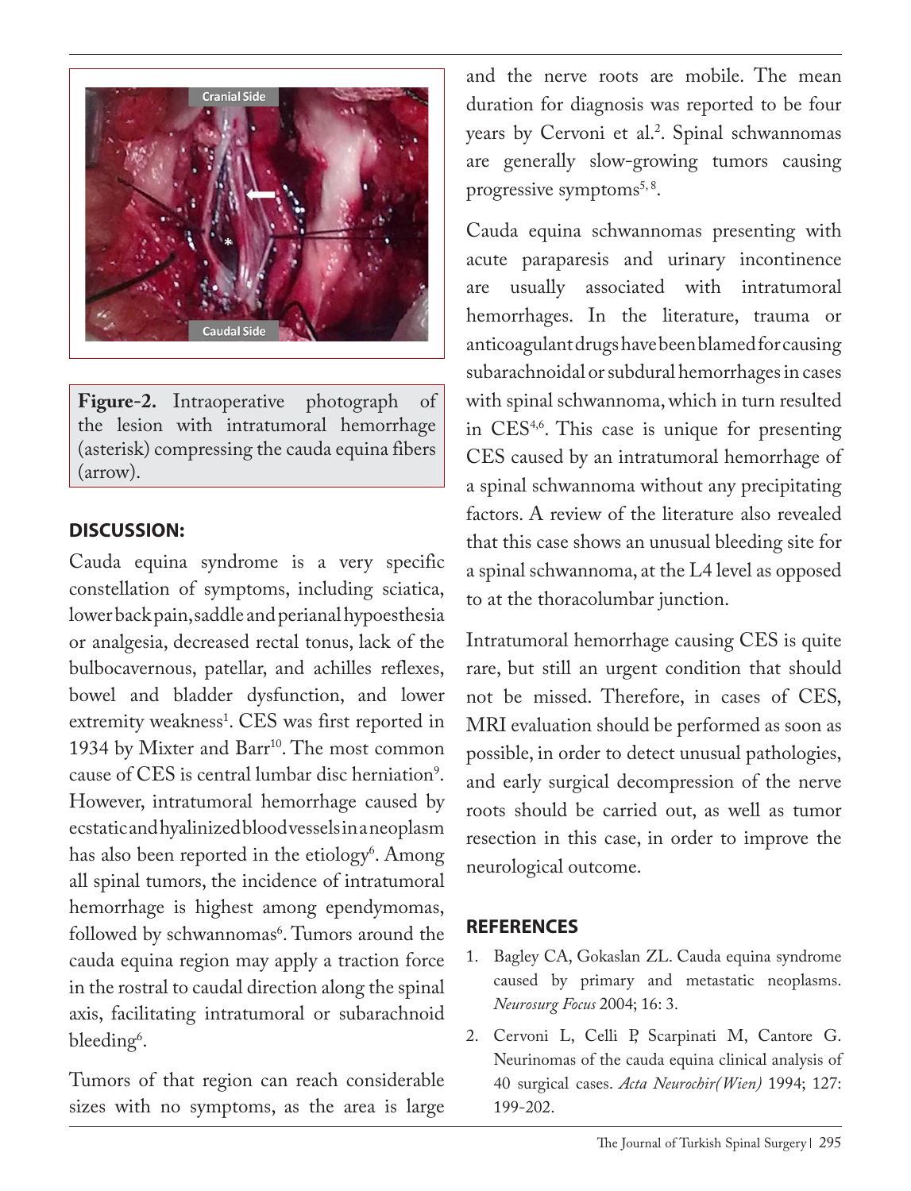**Figure-2.** Intraoperative photograph of the lesion with intratumoral hemorrhage (asterisk) compressing the cauda equina fibers (arrow).

## DISCUSSION:

Cauda equina syndrome is a very specific constellation of symptoms, including sciatica, lower back pain, saddle and perianal hypoesthesia or analgesia, decreased rectal tonus, lack of the bulbocavernous, patellar, and achilles reflexes, bowel and bladder dysfunction, and lower extremity weakness[1]. CES was first reported in 1934 by Mixter and Barr[10]. The most common cause of CES is central lumbar disc herniation[9]. However, intratumoral hemorrhage caused by ecstatic and hyalinized blood vessels in a neoplasm has also been reported in the etiology[6]. Among all spinal tumors, the incidence of intratumoral hemorrhage is highest among ependymomas, followed by schwannomas[6]. Tumors around the cauda equina region may apply a traction force in the rostral to caudal direction along the spinal axis, facilitating intratumoral or subarachnoid bleeding[6].

Tumors of that region can reach considerable sizes with no symptoms, as the area is large and the nerve roots are mobile. The mean duration for diagnosis was reported to be four years by Cervoni et al.[2]. Spinal schwannomas are generally slow-growing tumors causing progressive symptoms[5, 8].

Cauda equina schwannomas presenting with acute paraparesis and urinary incontinence are usually associated with intratumoral hemorrhages. In the literature, trauma or anticoagulant drugs have been blamed for causing subarachnoidal or subdural hemorrhages in cases with spinal schwannoma, which in turn resulted in CES[4,6]. This case is unique for presenting CES caused by an intratumoral hemorrhage of a spinal schwannoma without any precipitating factors. A review of the literature also revealed that this case shows an unusual bleeding site for a spinal schwannoma, at the L4 level as opposed to at the thoracolumbar junction.

Intratumoral hemorrhage causing CES is quite rare, but still an urgent condition that should not be missed. Therefore, in cases of CES, MRI evaluation should be performed as soon as possible, in order to detect unusual pathologies, and early surgical decompression of the nerve roots should be carried out, as well as tumor resection in this case, in order to improve the neurological outcome.

## REFERENCES

1. Bagley CA, Gokaslan ZL. Cauda equina syndrome caused by primary and metastatic neoplasms. *Neurosurg Focus* 2004; 16: 3.
2. Cervoni L, Celli P, Scarpinati M, Cantore G. Neurinomas of the cauda equina clinical analysis of 40 surgical cases. *Acta Neurochir(Wien)* 1994; 127: 199-202.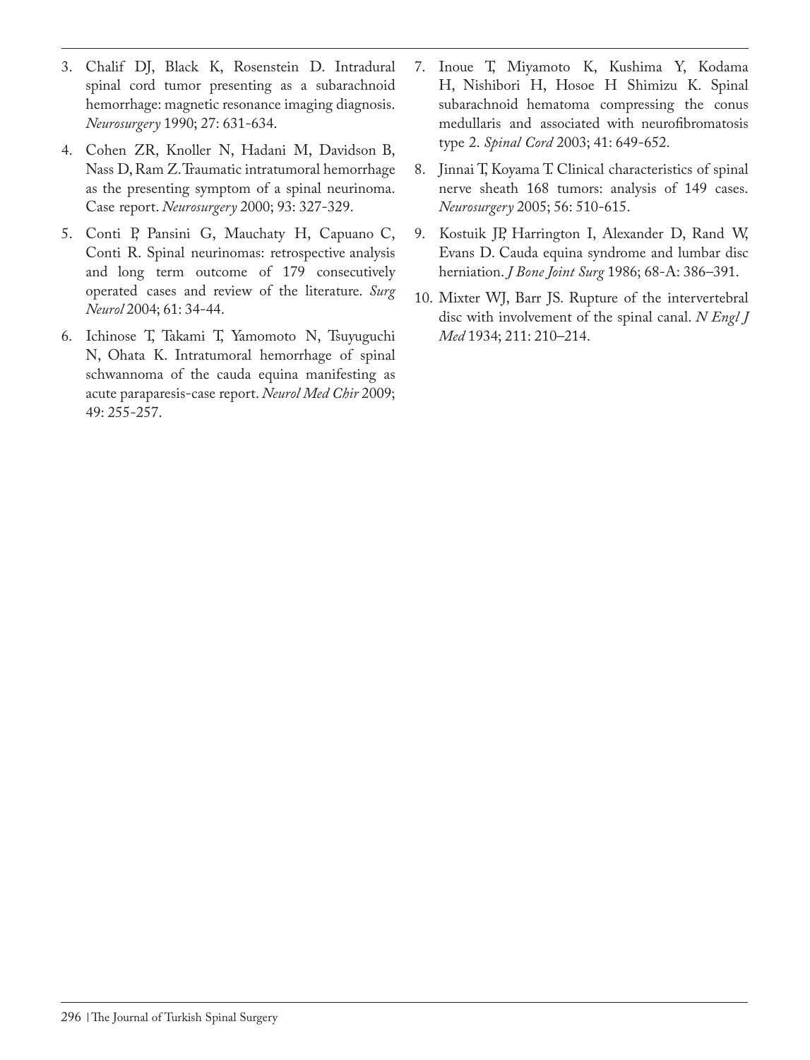3. Chalif DJ, Black K, Rosenstein D. Intradural spinal cord tumor presenting as a subarachnoid hemorrhage: magnetic resonance imaging diagnosis. *Neurosurgery* 1990; 27: 631-634.

4. Cohen ZR, Knoller N, Hadani M, Davidson B, Nass D, Ram Z. Traumatic intratumoral hemorrhage as the presenting symptom of a spinal neurinoma. Case report. *Neurosurgery* 2000; 93: 327-329.

5. Conti P, Pansini G, Mauchaty H, Capuano C, Conti R. Spinal neurinomas: retrospective analysis and long term outcome of 179 consecutively operated cases and review of the literature. *Surg Neurol* 2004; 61: 34-44.

6. Ichinose T, Takami T, Yamomoto N, Tsuyuguchi N, Ohata K. Intratumoral hemorrhage of spinal schwannoma of the cauda equina manifesting as acute paraparesis-case report. *Neurol Med Chir* 2009; 49: 255-257.

7. Inoue T, Miyamoto K, Kushima Y, Kodama H, Nishibori H, Hosoe H Shimizu K. Spinal subarachnoid hematoma compressing the conus medullaris and associated with neurofibromatosis type 2. *Spinal Cord* 2003; 41: 649-652.

8. Jinnai T, Koyama T. Clinical characteristics of spinal nerve sheath 168 tumors: analysis of 149 cases. *Neurosurgery* 2005; 56: 510-615.

9. Kostuik JP, Harrington I, Alexander D, Rand W, Evans D. Cauda equina syndrome and lumbar disc herniation. *J Bone Joint Surg* 1986; 68-A: 386–391.

10. Mixter WJ, Barr JS. Rupture of the intervertebral disc with involvement of the spinal canal. *N Engl J Med* 1934; 211: 210–214.